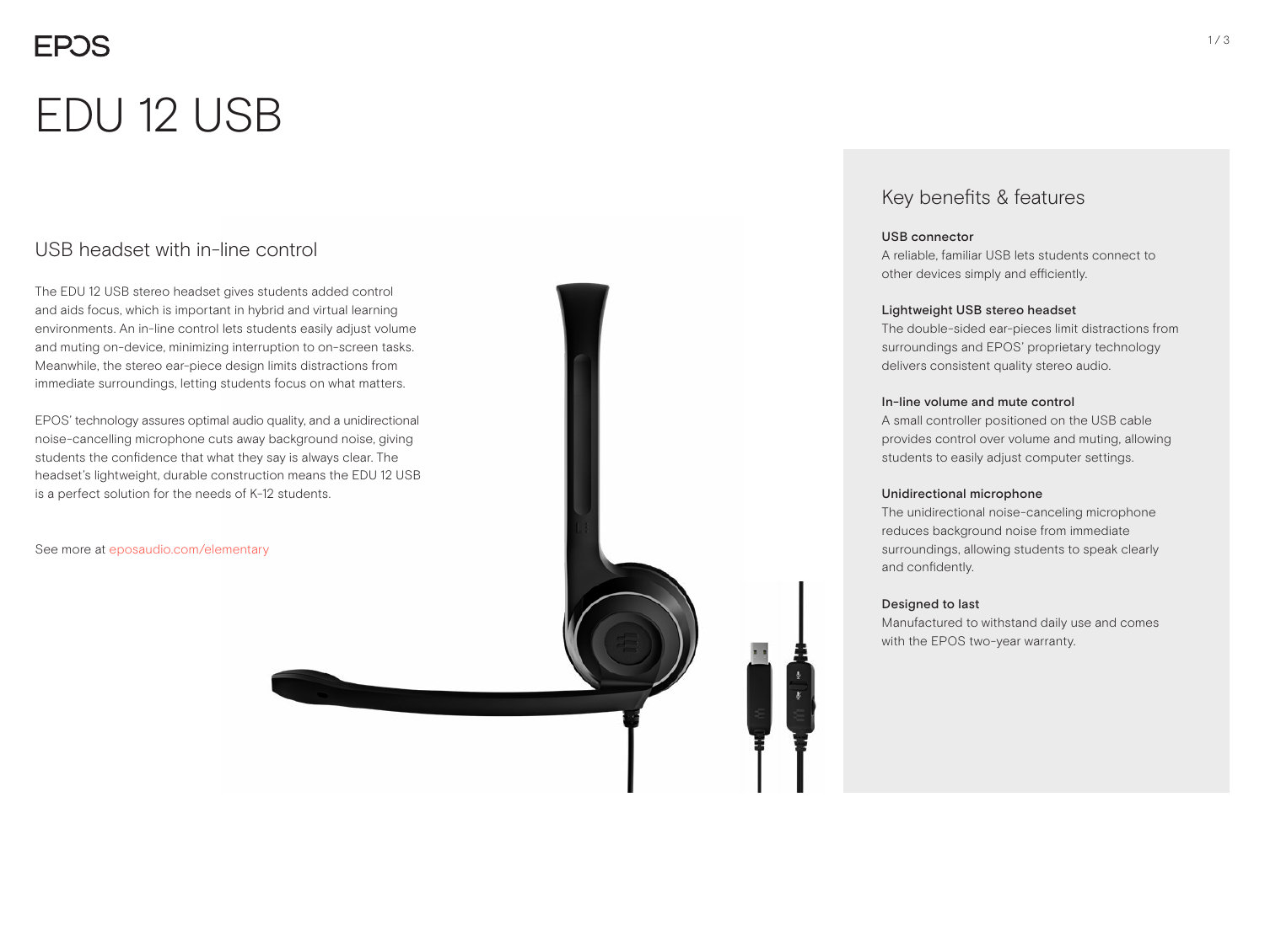# EDU 12 USB

## USB headset with in-line control

The EDU 12 USB stereo headset gives students added control and aids focus, which is important in hybrid and virtual learning environments. An in-line control lets students easily adjust volume and muting on-device, minimizing interruption to on-screen tasks. Meanwhile, the stereo ear-piece design limits distractions from immediate surroundings, letting students focus on what matters.

EPOS' technology assures optimal audio quality, and a unidirectional noise-cancelling microphone cuts away background noise, giving students the confidence that what they say is always clear. The headset's lightweight, durable construction means the EDU 12 USB is a perfect solution for the needs of K-12 students.

See more at eposaudio.com/elementary

## Key benefits & features

**USB connector**
A reliable, familiar USB lets students connect to other devices simply and efficiently.

**Lightweight USB stereo headset**
The double-sided ear-pieces limit distractions from surroundings and EPOS' proprietary technology delivers consistent quality stereo audio.

**In-line volume and mute control**
A small controller positioned on the USB cable provides control over volume and muting, allowing students to easily adjust computer settings.

**Unidirectional microphone**
The unidirectional noise-canceling microphone reduces background noise from immediate surroundings, allowing students to speak clearly and confidently.

**Designed to last**
Manufactured to withstand daily use and comes with the EPOS two-year warranty.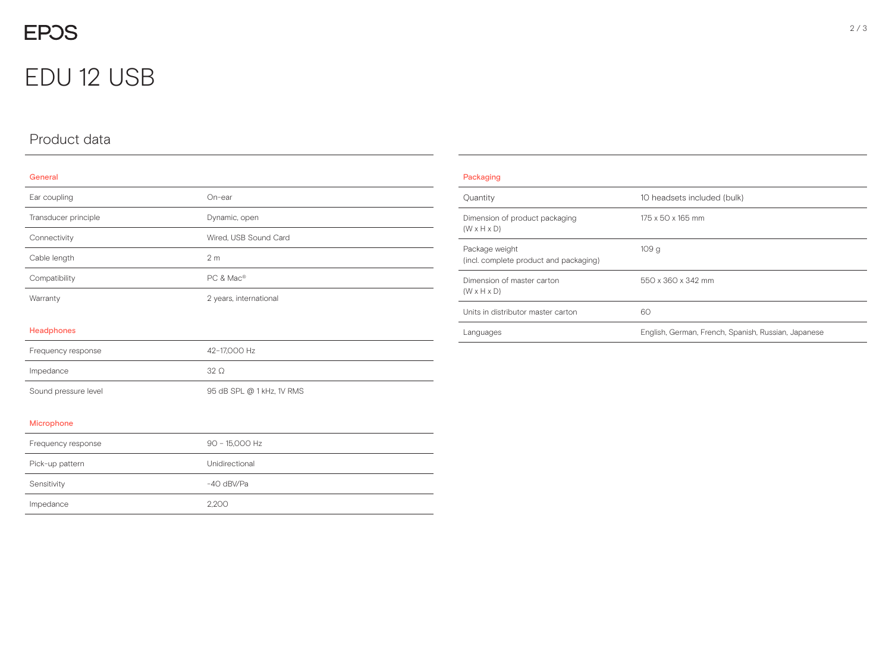# EDU 12 USB

## Product data

### General

| | |
|---|---|
| Ear coupling | On-ear |
| Transducer principle | Dynamic, open |
| Connectivity | Wired, USB Sound Card |
| Cable length | 2 m |
| Compatibility | PC & Mac® |
| Warranty | 2 years, international |

### Headphones

| | |
|---|---|
| Frequency response | 42–17,000 Hz |
| Impedance | 32 Ω |
| Sound pressure level | 95 dB SPL @ 1 kHz, 1V RMS |

### Microphone

| | |
|---|---|
| Frequency response | 90 – 15,000 Hz |
| Pick-up pattern | Unidirectional |
| Sensitivity | -40 dBV/Pa |
| Impedance | 2,200 |

### Packaging

| | |
|---|---|
| Quantity | 10 headsets included (bulk) |
| Dimension of product packaging (W x H x D) | 175 x 50 x 165 mm |
| Package weight (incl. complete product and packaging) | 109 g |
| Dimension of master carton (W x H x D) | 550 x 360 x 342 mm |
| Units in distributor master carton | 60 |
| Languages | English, German, French, Spanish, Russian, Japanese |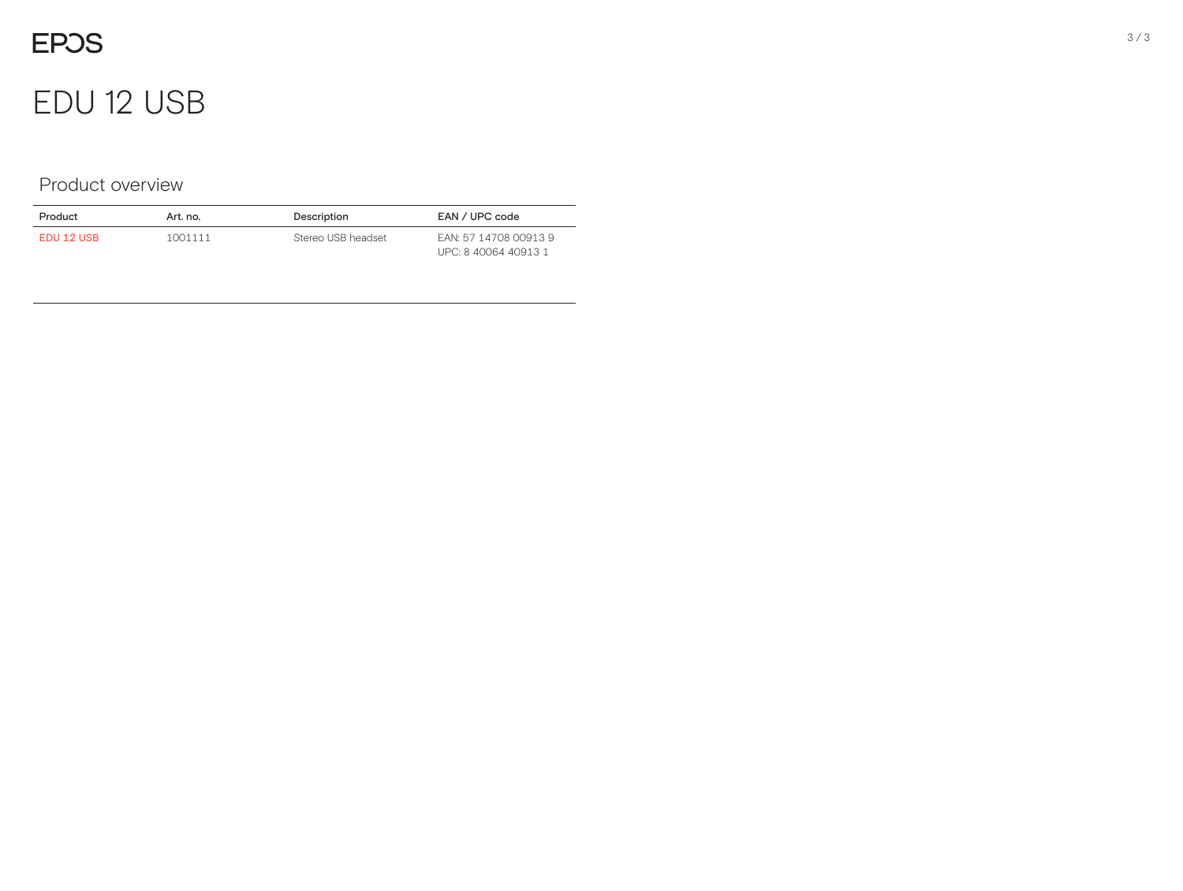# EDU 12 USB

## Product overview

| Product | Art. no. | Description | EAN / UPC code |
|---|---|---|---|
| **EDU 12 USB** | 1001111 | Stereo USB headset | EAN: 57 14708 00913 9<br>UPC: 8 40064 40913 1 |